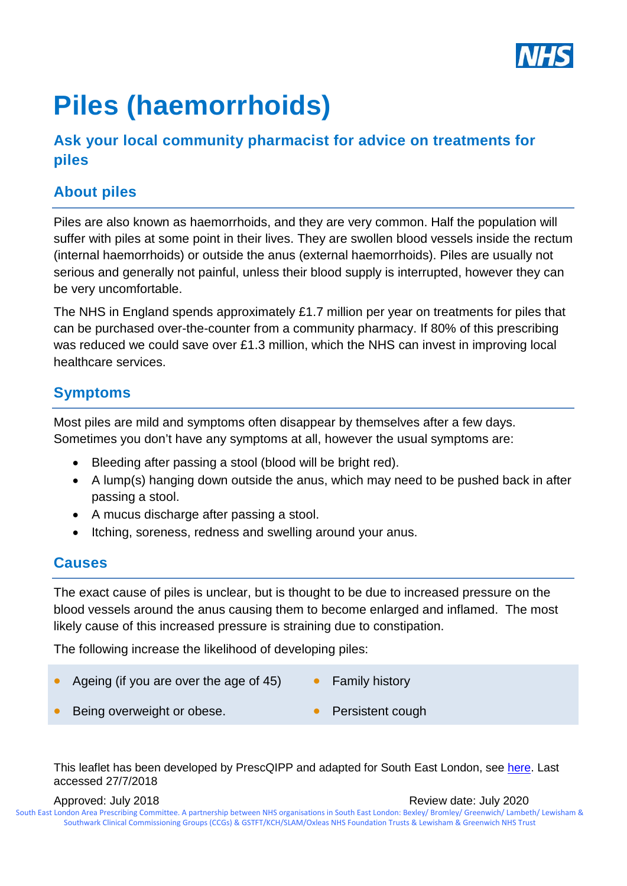# Piles (haemorrhoids)

## Ask your local community pharmacist for advice on treatments for piles

## About piles

Piles are also known as haemorrhoids, and they are very common. Half the population will suffer with piles at some point in their lives. They are swollen blood vessels inside the rectum (internal haemorrhoids) or outside the anus (external haemorrhoids). Piles are usually not serious and generally not painful, unless their blood supply is interrupted, however they can be very uncomfortable.

The NHS in England spends approximately £1.7 million per year on treatments for piles that can be purchased over-the-counter from a community pharmacy. If 80% of this prescribing was reduced we could save over £1.3 million, which the NHS can invest in improving local healthcare services.

## Symptoms

Most piles are mild and symptoms often disappear by themselves after a few days. Sometimes you don't have any symptoms at all, however the usual symptoms are:

- Bleeding after passing a stool (blood will be bright red).
- A lump(s) hanging down outside the anus, which may need to be pushed back in after passing a stool.
- A mucus discharge after passing a stool.
- Itching, soreness, redness and swelling around your anus.

## Causes

The exact cause of piles is unclear, but is thought to be due to increased pressure on the blood vessels around the anus causing them to become enlarged and inflamed. The most likely cause of this increased pressure is straining due to constipation.

The following increase the likelihood of developing piles:

- Ageing (if you are over the age of 45)
- Being overweight or obese.
- Family history
- Persistent cough

This leaflet has been developed by PrescQIPP and adapted for South East London, see here. Last accessed 27/7/2018

Approved: July 2018 Review date: July 2020

South East London Area Prescribing Committee. A partnership between NHS organisations in South East London: Bexley/ Bromley/ Greenwich/ Lambeth/ Lewisham & Southwark Clinical Commissioning Groups (CCGs) & GSTFT/KCH/SLAM/Oxleas NHS Foundation Trusts & Lewisham & Greenwich NHS Trust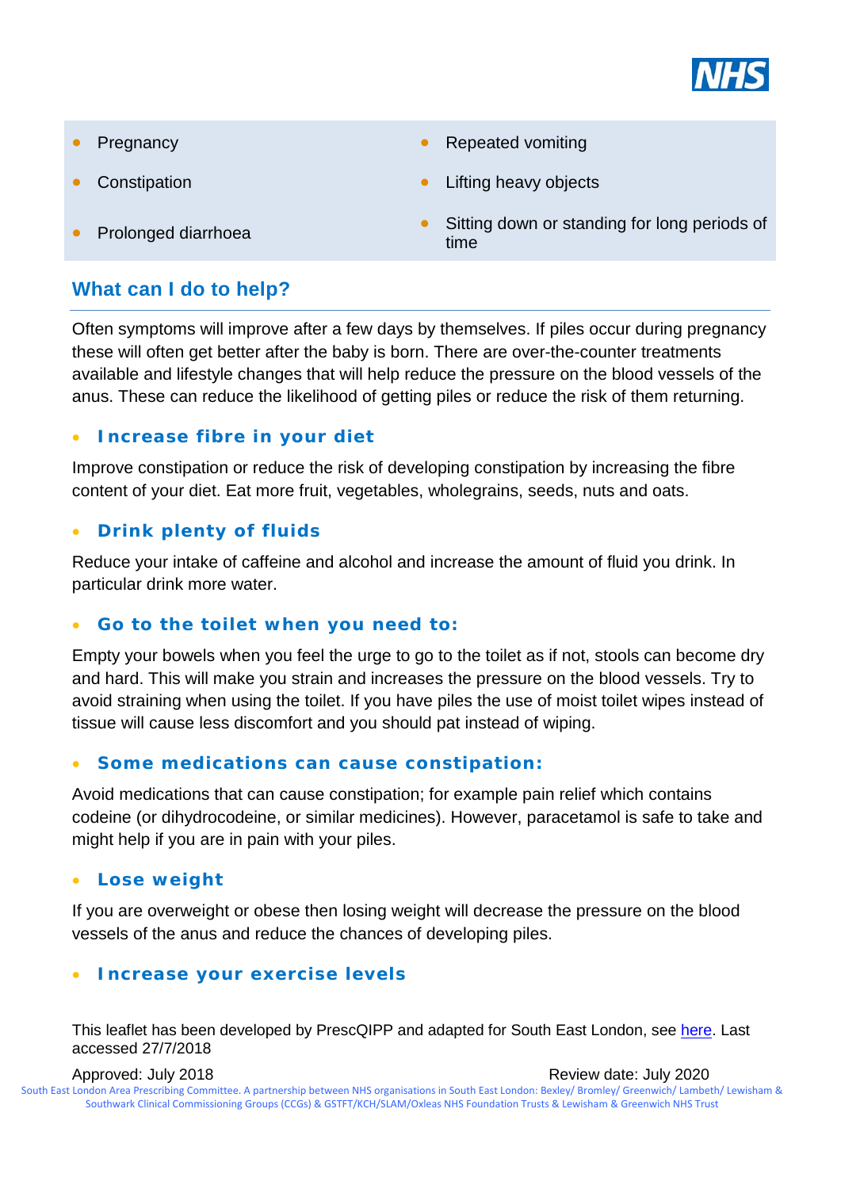- Pregnancy
- Constipation
- Prolonged diarrhoea
- Repeated vomiting
- Lifting heavy objects
- Sitting down or standing for long periods of time

## What can I do to help?

Often symptoms will improve after a few days by themselves. If piles occur during pregnancy these will often get better after the baby is born. There are over-the-counter treatments available and lifestyle changes that will help reduce the pressure on the blood vessels of the anus. These can reduce the likelihood of getting piles or reduce the risk of them returning.

### Increase fibre in your diet

Improve constipation or reduce the risk of developing constipation by increasing the fibre content of your diet. Eat more fruit, vegetables, wholegrains, seeds, nuts and oats.

### Drink plenty of fluids

Reduce your intake of caffeine and alcohol and increase the amount of fluid you drink. In particular drink more water.

### Go to the toilet when you need to:

Empty your bowels when you feel the urge to go to the toilet as if not, stools can become dry and hard. This will make you strain and increases the pressure on the blood vessels. Try to avoid straining when using the toilet. If you have piles the use of moist toilet wipes instead of tissue will cause less discomfort and you should pat instead of wiping.

### Some medications can cause constipation:

Avoid medications that can cause constipation; for example pain relief which contains codeine (or dihydrocodeine, or similar medicines). However, paracetamol is safe to take and might help if you are in pain with your piles.

### Lose weight

If you are overweight or obese then losing weight will decrease the pressure on the blood vessels of the anus and reduce the chances of developing piles.

### Increase your exercise levels

This leaflet has been developed by PrescQIPP and adapted for South East London, see here. Last accessed 27/7/2018

Approved: July 2018 Review date: July 2020

South East London Area Prescribing Committee. A partnership between NHS organisations in South East London: Bexley/ Bromley/ Greenwich/ Lambeth/ Lewisham & Southwark Clinical Commissioning Groups (CCGs) & GSTFT/KCH/SLAM/Oxleas NHS Foundation Trusts & Lewisham & Greenwich NHS Trust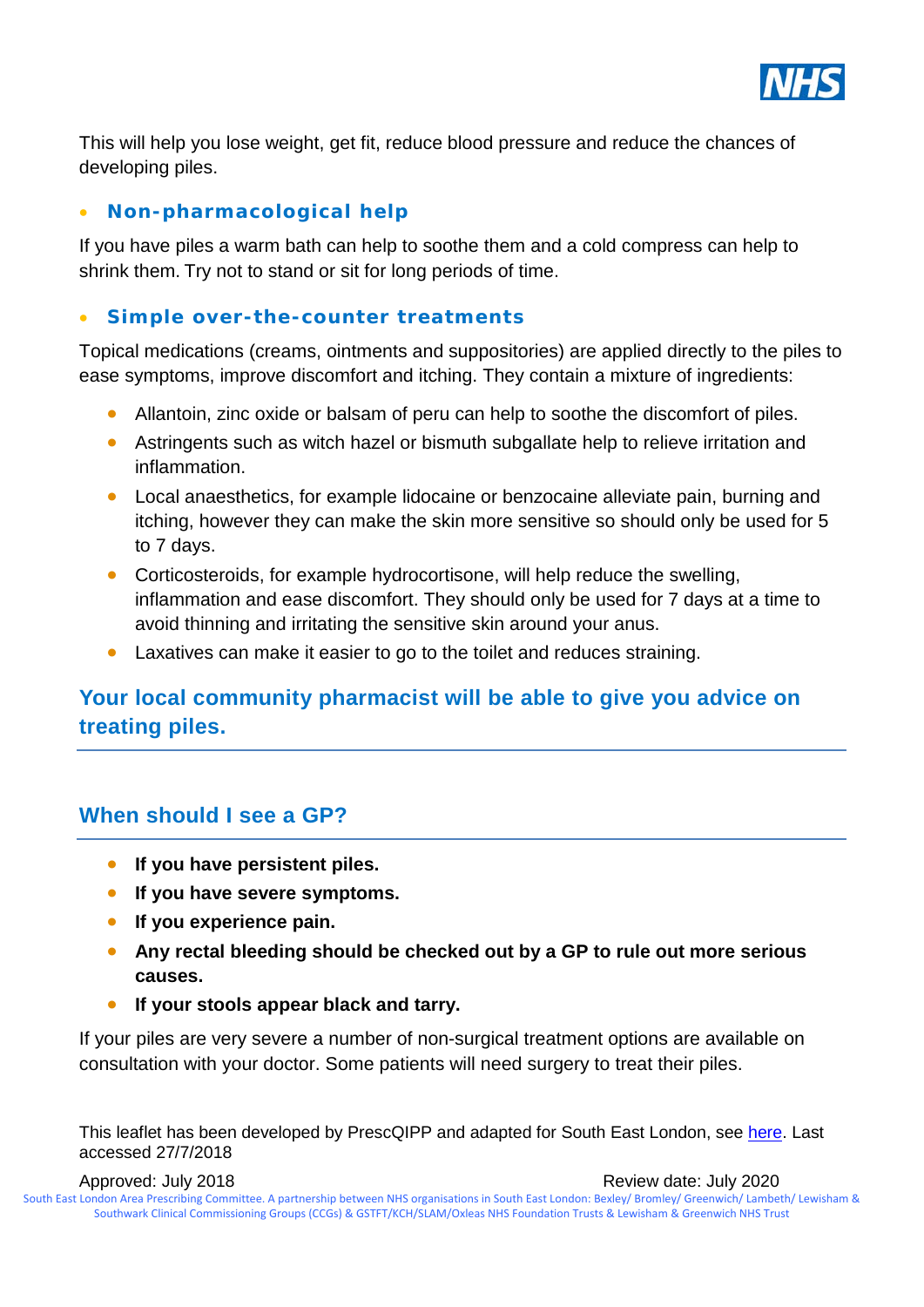This will help you lose weight, get fit, reduce blood pressure and reduce the chances of developing piles.

- **Non-pharmacological help**

If you have piles a warm bath can help to soothe them and a cold compress can help to shrink them. Try not to stand or sit for long periods of time.

- **Simple over-the-counter treatments**

Topical medications (creams, ointments and suppositories) are applied directly to the piles to ease symptoms, improve discomfort and itching. They contain a mixture of ingredients:

- Allantoin, zinc oxide or balsam of peru can help to soothe the discomfort of piles.
- Astringents such as witch hazel or bismuth subgallate help to relieve irritation and inflammation.
- Local anaesthetics, for example lidocaine or benzocaine alleviate pain, burning and itching, however they can make the skin more sensitive so should only be used for 5 to 7 days.
- Corticosteroids, for example hydrocortisone, will help reduce the swelling, inflammation and ease discomfort. They should only be used for 7 days at a time to avoid thinning and irritating the sensitive skin around your anus.
- Laxatives can make it easier to go to the toilet and reduces straining.

## Your local community pharmacist will be able to give you advice on treating piles.

## When should I see a GP?

- **If you have persistent piles.**
- **If you have severe symptoms.**
- **If you experience pain.**
- **Any rectal bleeding should be checked out by a GP to rule out more serious causes.**
- **If your stools appear black and tarry.**

If your piles are very severe a number of non-surgical treatment options are available on consultation with your doctor. Some patients will need surgery to treat their piles.

This leaflet has been developed by PrescQIPP and adapted for South East London, see here. Last accessed 27/7/2018

Approved: July 2018 | Review date: July 2020

South East London Area Prescribing Committee. A partnership between NHS organisations in South East London: Bexley/ Bromley/ Greenwich/ Lambeth/ Lewisham & Southwark Clinical Commissioning Groups (CCGs) & GSTFT/KCH/SLAM/Oxleas NHS Foundation Trusts & Lewisham & Greenwich NHS Trust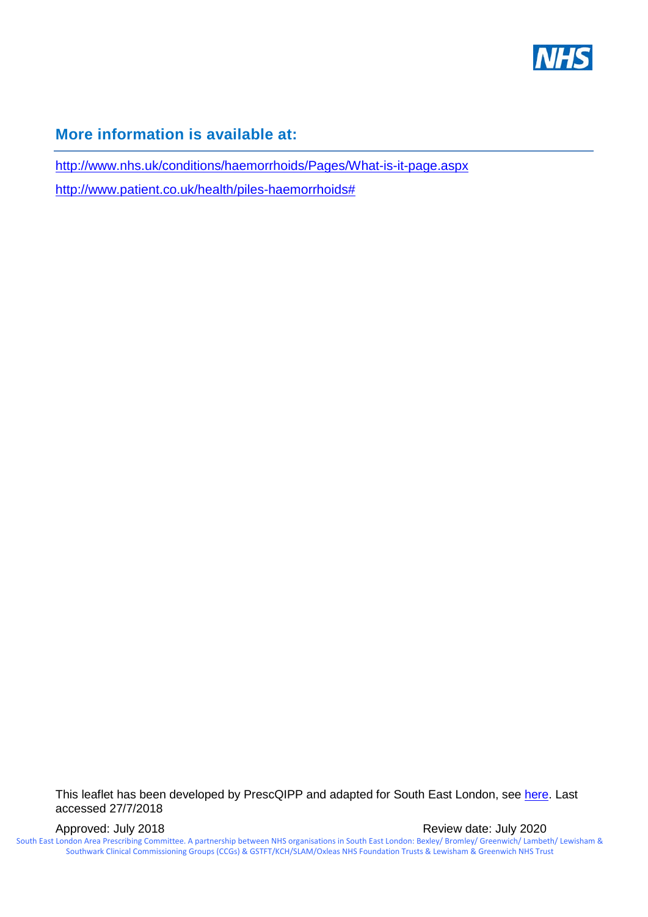## More information is available at:

http://www.nhs.uk/conditions/haemorrhoids/Pages/What-is-it-page.aspx

http://www.patient.co.uk/health/piles-haemorrhoids#

This leaflet has been developed by PrescQIPP and adapted for South East London, see here. Last accessed 27/7/2018

Approved: July 2018 Review date: July 2020

South East London Area Prescribing Committee. A partnership between NHS organisations in South East London: Bexley/ Bromley/ Greenwich/ Lambeth/ Lewisham & Southwark Clinical Commissioning Groups (CCGs) & GSTFT/KCH/SLAM/Oxleas NHS Foundation Trusts & Lewisham & Greenwich NHS Trust